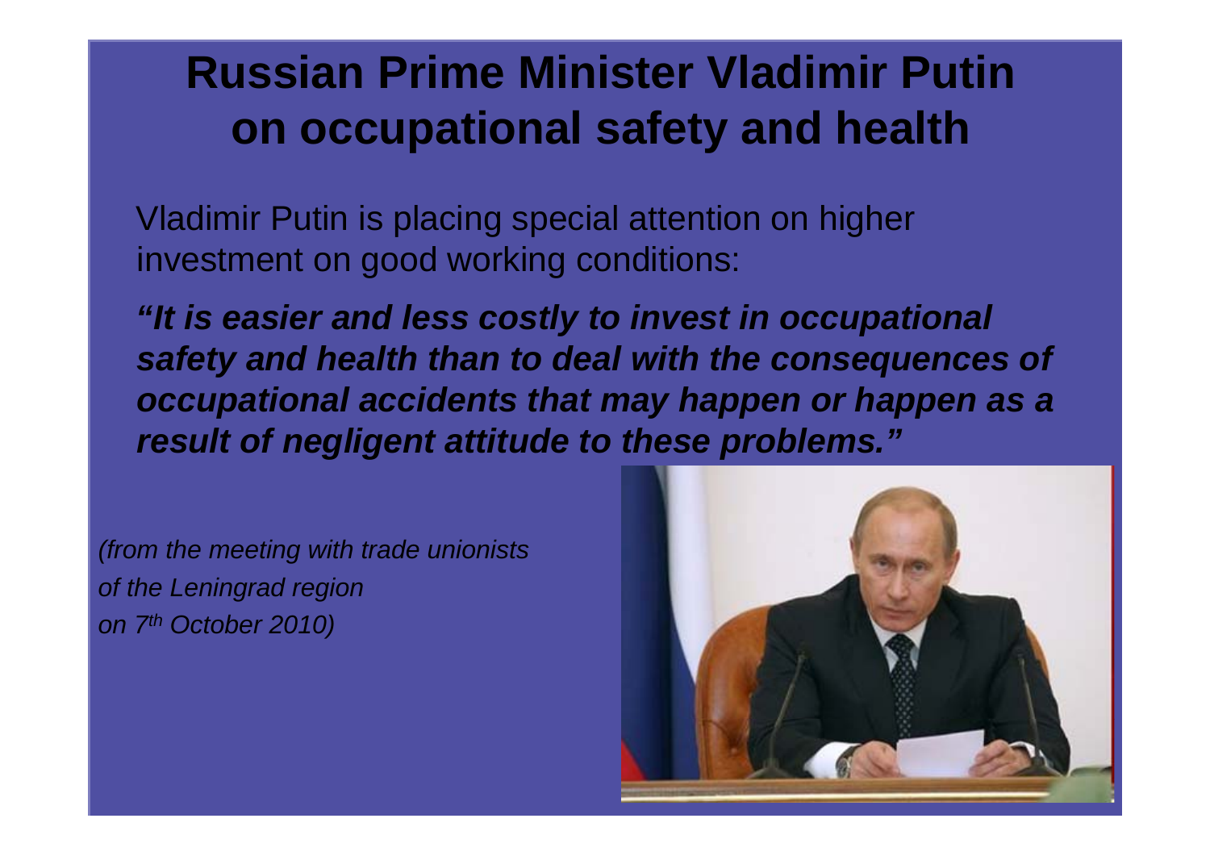# Russian Prime Minister Vladimir Putin on occupational safety and health

Vladimir Putin is placing special attention on higher investment on good working conditions:

***"It is easier and less costly to invest in occupational safety and health than to deal with the consequences of occupational accidents that may happen or happen as a result of negligent attitude to these problems."***

*(from the meeting with trade unionists of the Leningrad region on 7th October 2010)*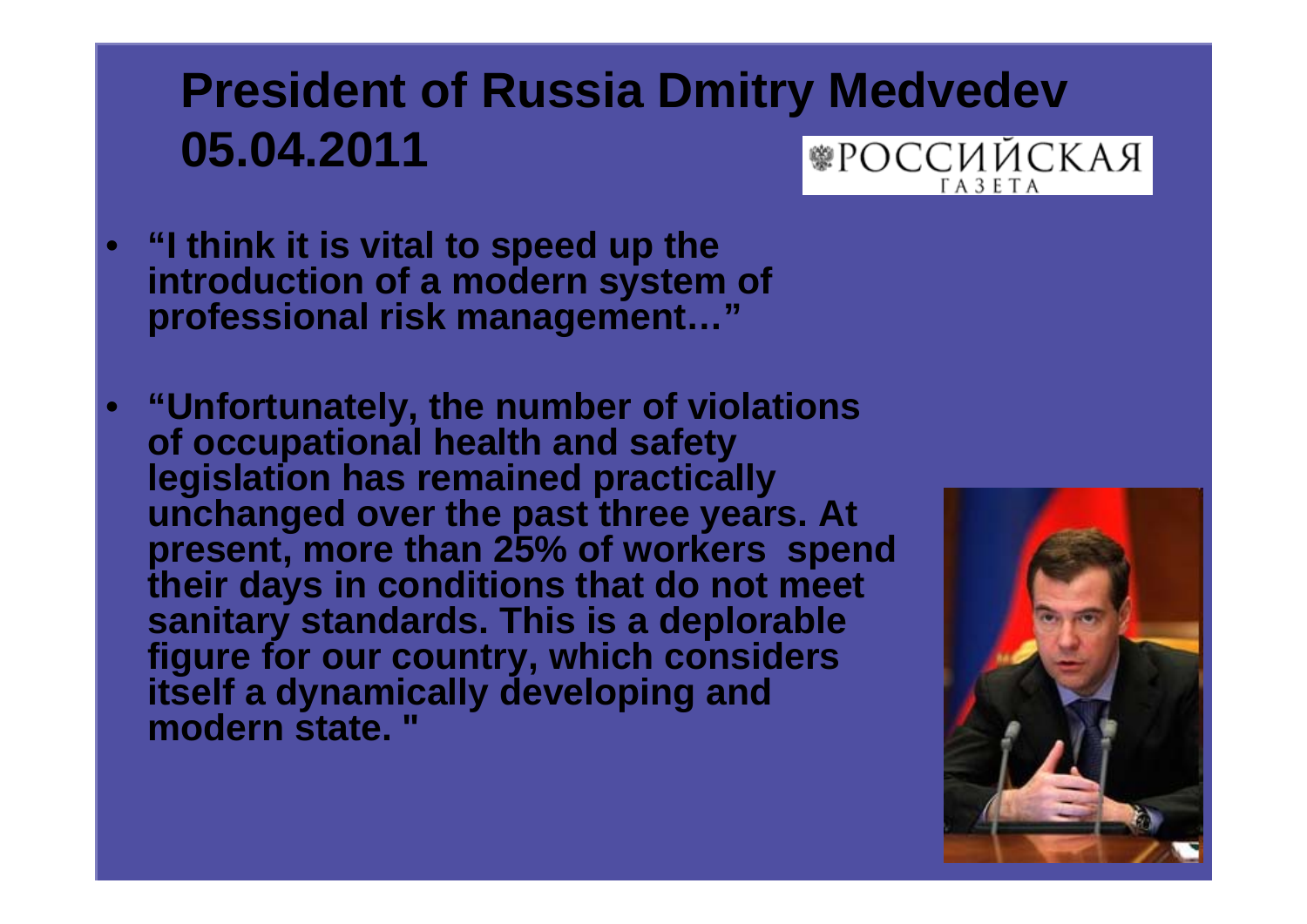# President of Russia Dmitry Medvedev 05.04.2011

РОССИЙСКАЯ ГАЗЕТА

- **"I think it is vital to speed up the introduction of a modern system of professional risk management…"**
- **"Unfortunately, the number of violations of occupational health and safety legislation has remained practically unchanged over the past three years. At present, more than 25% of workers spend their days in conditions that do not meet sanitary standards. This is a deplorable figure for our country, which considers itself a dynamically developing and modern state. "**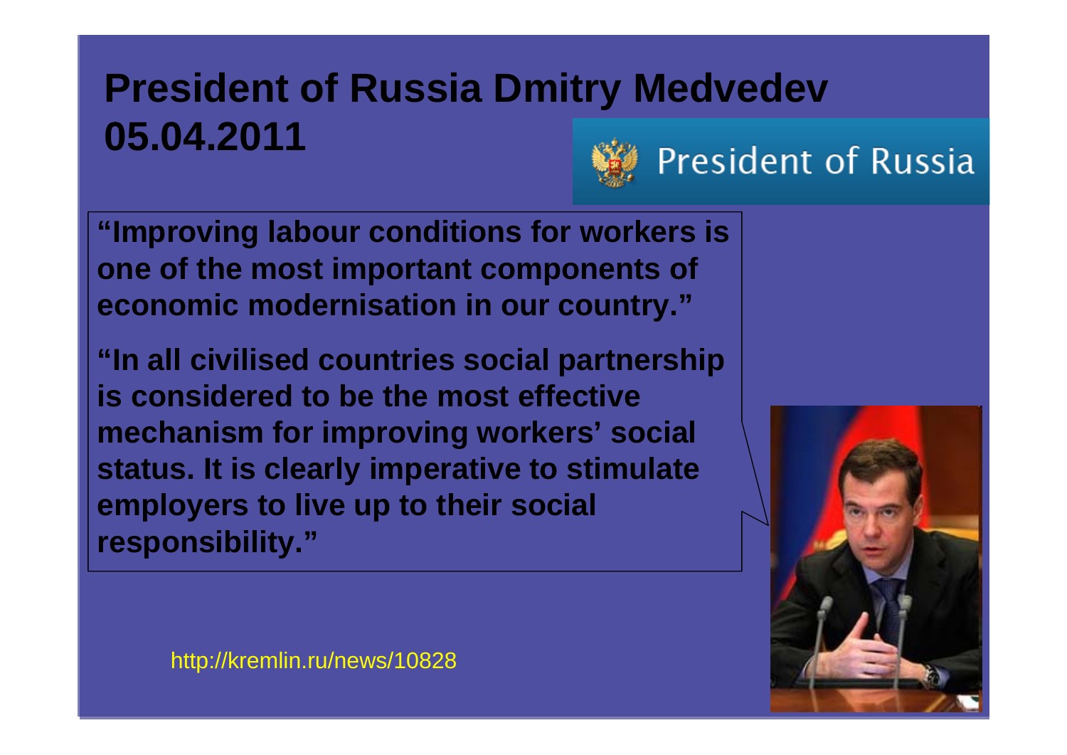# President of Russia Dmitry Medvedev 05.04.2011

President of Russia

**"Improving labour conditions for workers is one of the most important components of economic modernisation in our country."**

**"In all civilised countries social partnership is considered to be the most effective mechanism for improving workers' social status. It is clearly imperative to stimulate employers to live up to their social responsibility."**

http://kremlin.ru/news/10828